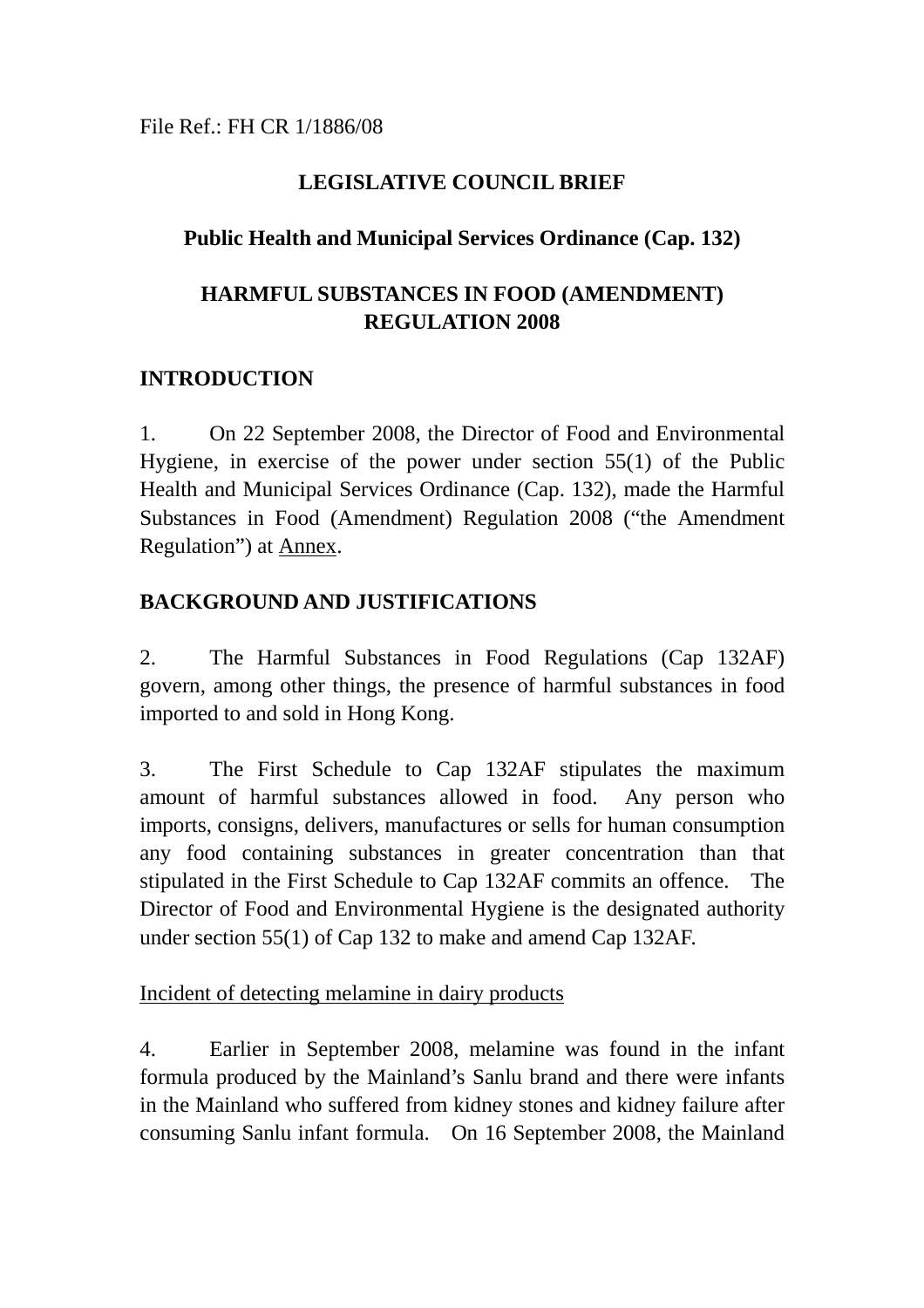File Ref.: FH CR 1/1886/08

# LEGISLATIVE COUNCIL BRIEF

## Public Health and Municipal Services Ordinance (Cap. 132)

## HARMFUL SUBSTANCES IN FOOD (AMENDMENT) REGULATION 2008

### INTRODUCTION

1. On 22 September 2008, the Director of Food and Environmental Hygiene, in exercise of the power under section 55(1) of the Public Health and Municipal Services Ordinance (Cap. 132), made the Harmful Substances in Food (Amendment) Regulation 2008 ("the Amendment Regulation") at Annex.

### BACKGROUND AND JUSTIFICATIONS

2. The Harmful Substances in Food Regulations (Cap 132AF) govern, among other things, the presence of harmful substances in food imported to and sold in Hong Kong.

3. The First Schedule to Cap 132AF stipulates the maximum amount of harmful substances allowed in food. Any person who imports, consigns, delivers, manufactures or sells for human consumption any food containing substances in greater concentration than that stipulated in the First Schedule to Cap 132AF commits an offence. The Director of Food and Environmental Hygiene is the designated authority under section 55(1) of Cap 132 to make and amend Cap 132AF.

Incident of detecting melamine in dairy products

4. Earlier in September 2008, melamine was found in the infant formula produced by the Mainland's Sanlu brand and there were infants in the Mainland who suffered from kidney stones and kidney failure after consuming Sanlu infant formula. On 16 September 2008, the Mainland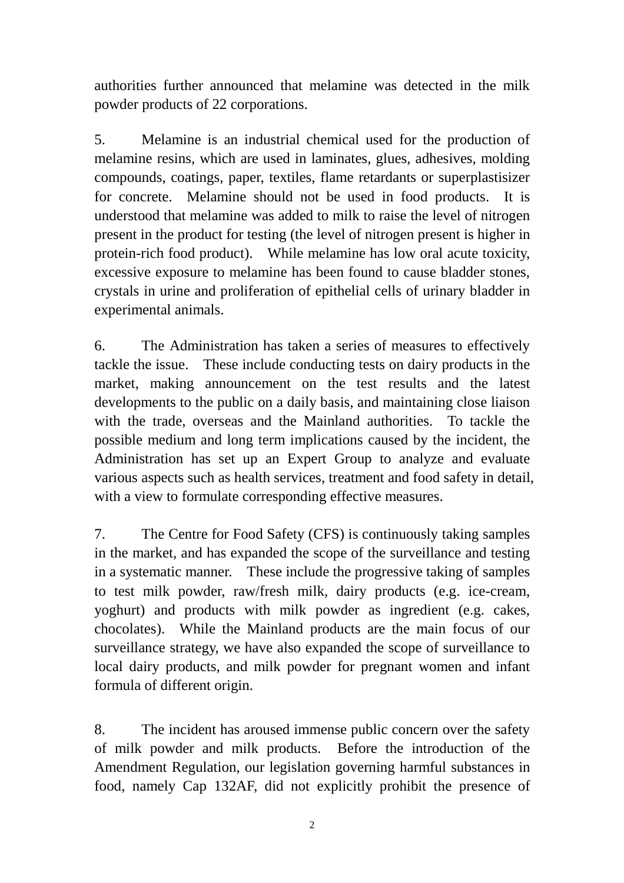authorities further announced that melamine was detected in the milk powder products of 22 corporations.

5. Melamine is an industrial chemical used for the production of melamine resins, which are used in laminates, glues, adhesives, molding compounds, coatings, paper, textiles, flame retardants or superplastisizer for concrete. Melamine should not be used in food products. It is understood that melamine was added to milk to raise the level of nitrogen present in the product for testing (the level of nitrogen present is higher in protein-rich food product). While melamine has low oral acute toxicity, excessive exposure to melamine has been found to cause bladder stones, crystals in urine and proliferation of epithelial cells of urinary bladder in experimental animals.

6. The Administration has taken a series of measures to effectively tackle the issue. These include conducting tests on dairy products in the market, making announcement on the test results and the latest developments to the public on a daily basis, and maintaining close liaison with the trade, overseas and the Mainland authorities. To tackle the possible medium and long term implications caused by the incident, the Administration has set up an Expert Group to analyze and evaluate various aspects such as health services, treatment and food safety in detail, with a view to formulate corresponding effective measures.

7. The Centre for Food Safety (CFS) is continuously taking samples in the market, and has expanded the scope of the surveillance and testing in a systematic manner. These include the progressive taking of samples to test milk powder, raw/fresh milk, dairy products (e.g. ice-cream, yoghurt) and products with milk powder as ingredient (e.g. cakes, chocolates). While the Mainland products are the main focus of our surveillance strategy, we have also expanded the scope of surveillance to local dairy products, and milk powder for pregnant women and infant formula of different origin.

8. The incident has aroused immense public concern over the safety of milk powder and milk products. Before the introduction of the Amendment Regulation, our legislation governing harmful substances in food, namely Cap 132AF, did not explicitly prohibit the presence of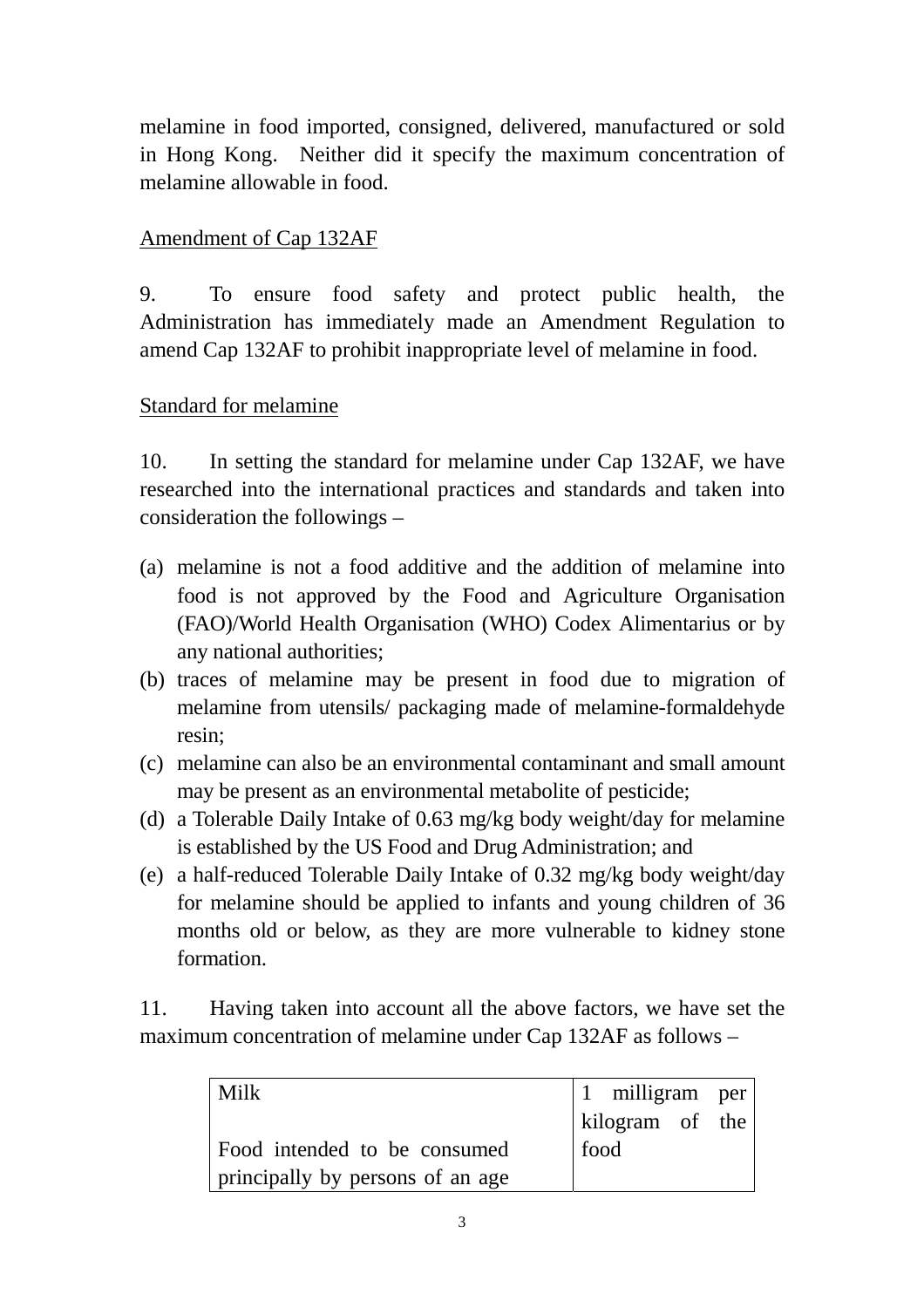melamine in food imported, consigned, delivered, manufactured or sold in Hong Kong. Neither did it specify the maximum concentration of melamine allowable in food.

<u>Amendment of Cap 132AF</u>

9. To ensure food safety and protect public health, the Administration has immediately made an Amendment Regulation to amend Cap 132AF to prohibit inappropriate level of melamine in food.

<u>Standard for melamine</u>

10. In setting the standard for melamine under Cap 132AF, we have researched into the international practices and standards and taken into consideration the followings –

(a) melamine is not a food additive and the addition of melamine into food is not approved by the Food and Agriculture Organisation (FAO)/World Health Organisation (WHO) Codex Alimentarius or by any national authorities;
(b) traces of melamine may be present in food due to migration of melamine from utensils/ packaging made of melamine-formaldehyde resin;
(c) melamine can also be an environmental contaminant and small amount may be present as an environmental metabolite of pesticide;
(d) a Tolerable Daily Intake of 0.63 mg/kg body weight/day for melamine is established by the US Food and Drug Administration; and
(e) a half-reduced Tolerable Daily Intake of 0.32 mg/kg body weight/day for melamine should be applied to infants and young children of 36 months old or below, as they are more vulnerable to kidney stone formation.

11. Having taken into account all the above factors, we have set the maximum concentration of melamine under Cap 132AF as follows –

| | |
|---|---|
| Milk<br><br>Food intended to be consumed principally by persons of an age | 1 milligram per kilogram of the food |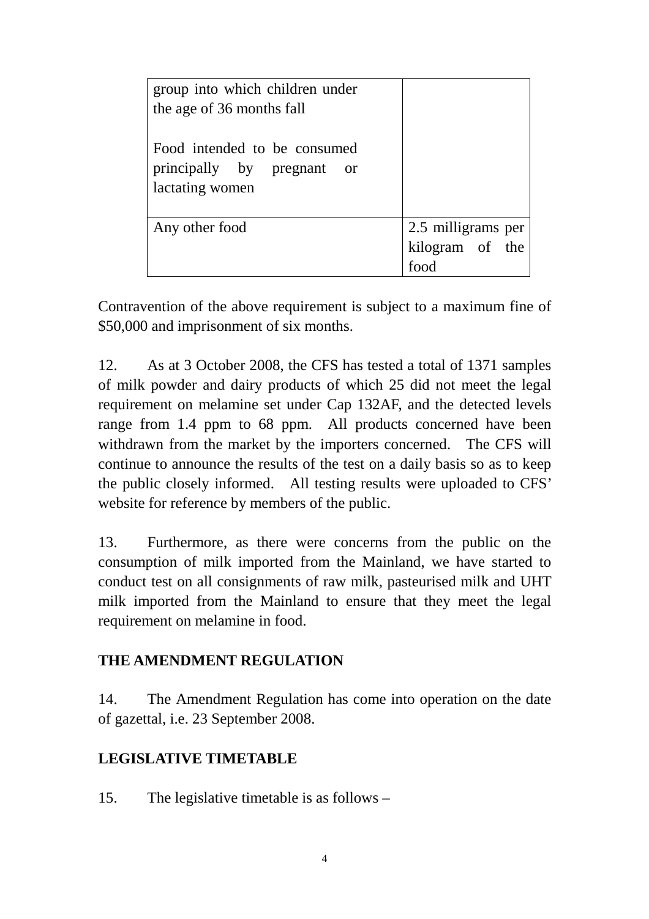| | |
|---|---|
| group into which children under the age of 36 months fall<br><br>Food intended to be consumed principally by pregnant or lactating women | |
| Any other food | 2.5 milligrams per kilogram of the food |

Contravention of the above requirement is subject to a maximum fine of $50,000 and imprisonment of six months.

12. As at 3 October 2008, the CFS has tested a total of 1371 samples of milk powder and dairy products of which 25 did not meet the legal requirement on melamine set under Cap 132AF, and the detected levels range from 1.4 ppm to 68 ppm. All products concerned have been withdrawn from the market by the importers concerned. The CFS will continue to announce the results of the test on a daily basis so as to keep the public closely informed. All testing results were uploaded to CFS' website for reference by members of the public.

13. Furthermore, as there were concerns from the public on the consumption of milk imported from the Mainland, we have started to conduct test on all consignments of raw milk, pasteurised milk and UHT milk imported from the Mainland to ensure that they meet the legal requirement on melamine in food.

**THE AMENDMENT REGULATION**

14. The Amendment Regulation has come into operation on the date of gazettal, i.e. 23 September 2008.

**LEGISLATIVE TIMETABLE**

15. The legislative timetable is as follows –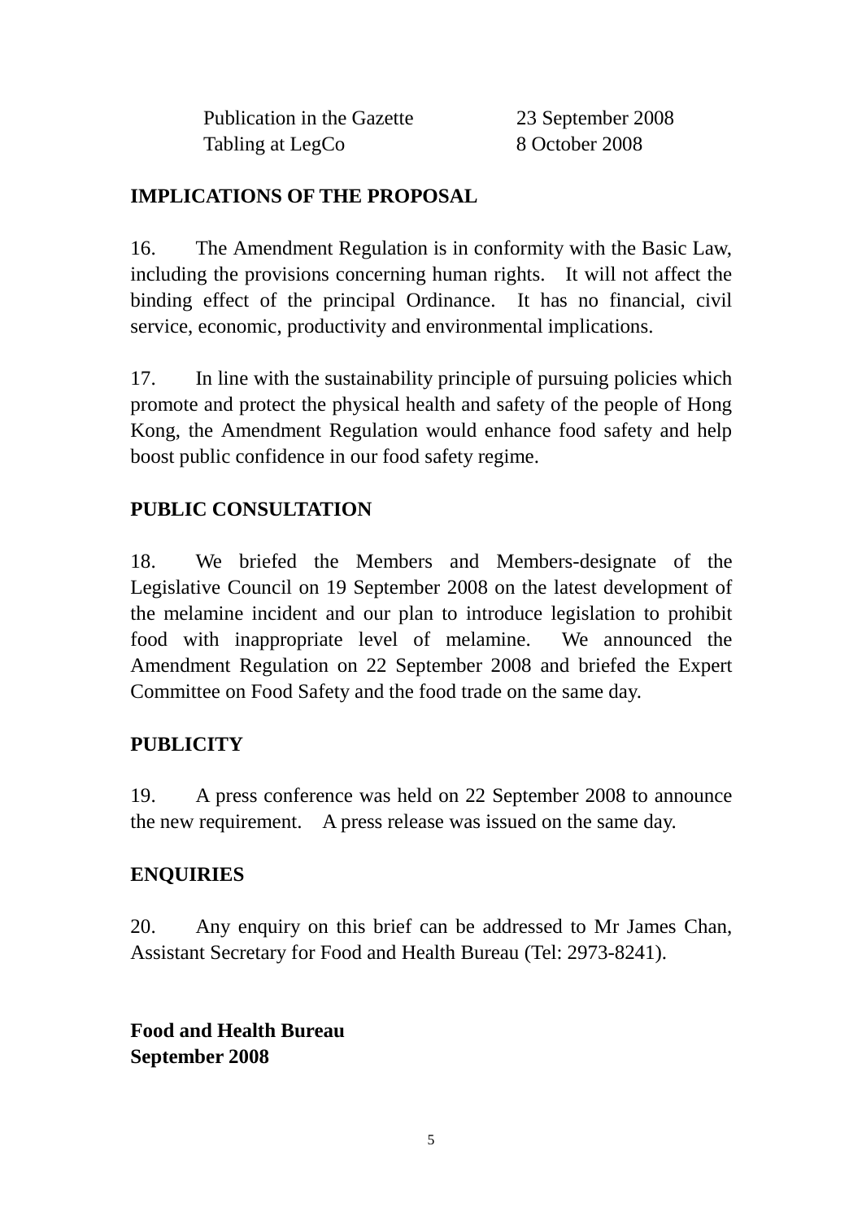| | |
|---|---|
| Publication in the Gazette | 23 September 2008 |
| Tabling at LegCo | 8 October 2008 |

**IMPLICATIONS OF THE PROPOSAL**

16. The Amendment Regulation is in conformity with the Basic Law, including the provisions concerning human rights. It will not affect the binding effect of the principal Ordinance. It has no financial, civil service, economic, productivity and environmental implications.

17. In line with the sustainability principle of pursuing policies which promote and protect the physical health and safety of the people of Hong Kong, the Amendment Regulation would enhance food safety and help boost public confidence in our food safety regime.

**PUBLIC CONSULTATION**

18. We briefed the Members and Members-designate of the Legislative Council on 19 September 2008 on the latest development of the melamine incident and our plan to introduce legislation to prohibit food with inappropriate level of melamine. We announced the Amendment Regulation on 22 September 2008 and briefed the Expert Committee on Food Safety and the food trade on the same day.

**PUBLICITY**

19. A press conference was held on 22 September 2008 to announce the new requirement. A press release was issued on the same day.

**ENQUIRIES**

20. Any enquiry on this brief can be addressed to Mr James Chan, Assistant Secretary for Food and Health Bureau (Tel: 2973-8241).

**Food and Health Bureau**
**September 2008**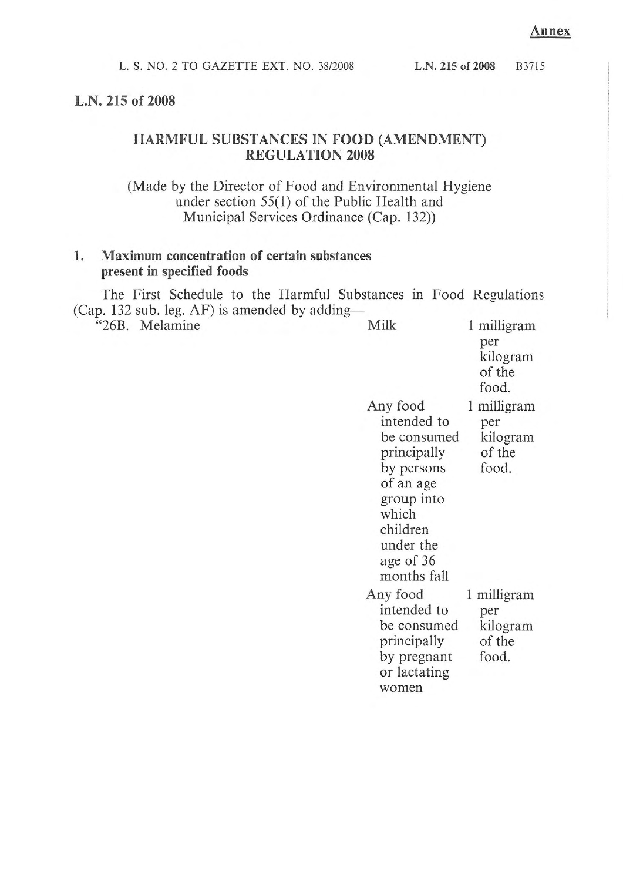**Annex**

# L.N. 215 of 2008

## HARMFUL SUBSTANCES IN FOOD (AMENDMENT) REGULATION 2008

(Made by the Director of Food and Environmental Hygiene under section 55(1) of the Public Health and Municipal Services Ordinance (Cap. 132))

### 1. Maximum concentration of certain substances present in specified foods

The First Schedule to the Harmful Substances in Food Regulations (Cap. 132 sub. leg. AF) is amended by adding—

| | | |
|---|---|---|
| "26B. Melamine | Milk | 1 milligram per kilogram of the food. |
| | Any food intended to be consumed principally by persons of an age group into which children under the age of 36 months fall | 1 milligram per kilogram of the food. |
| | Any food intended to be consumed principally by pregnant or lactating women | 1 milligram per kilogram of the food. |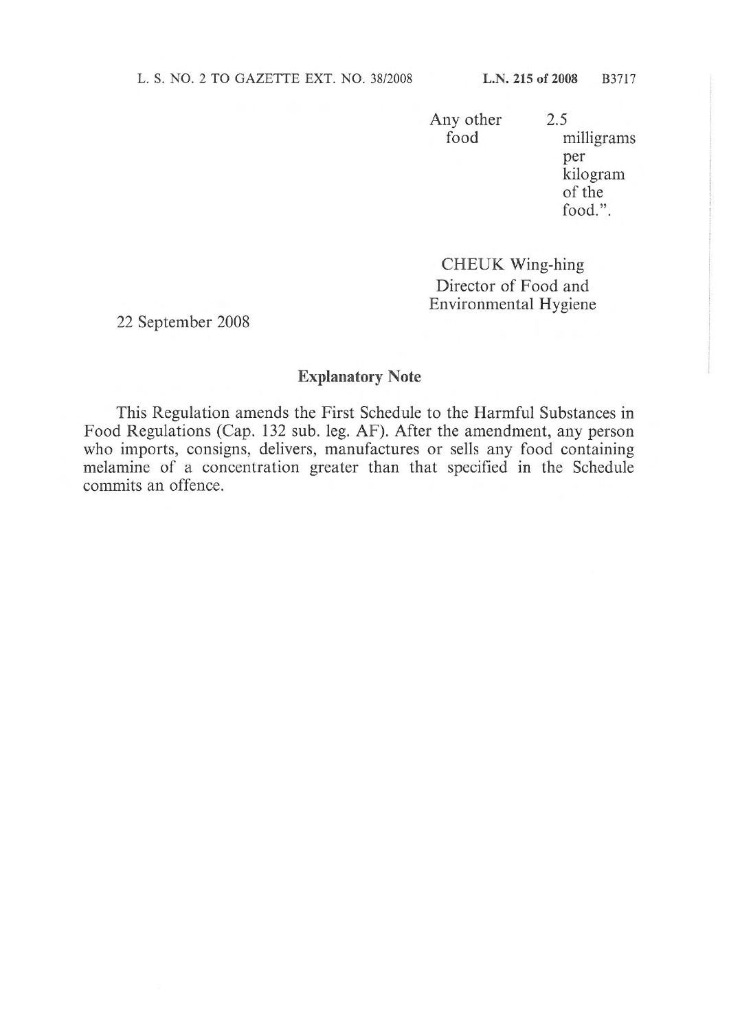| | |
|---|---|
| Any other food | 2.5 milligrams per kilogram of the food.". |

CHEUK Wing-hing
Director of Food and Environmental Hygiene

22 September 2008

## Explanatory Note

This Regulation amends the First Schedule to the Harmful Substances in Food Regulations (Cap. 132 sub. leg. AF). After the amendment, any person who imports, consigns, delivers, manufactures or sells any food containing melamine of a concentration greater than that specified in the Schedule commits an offence.